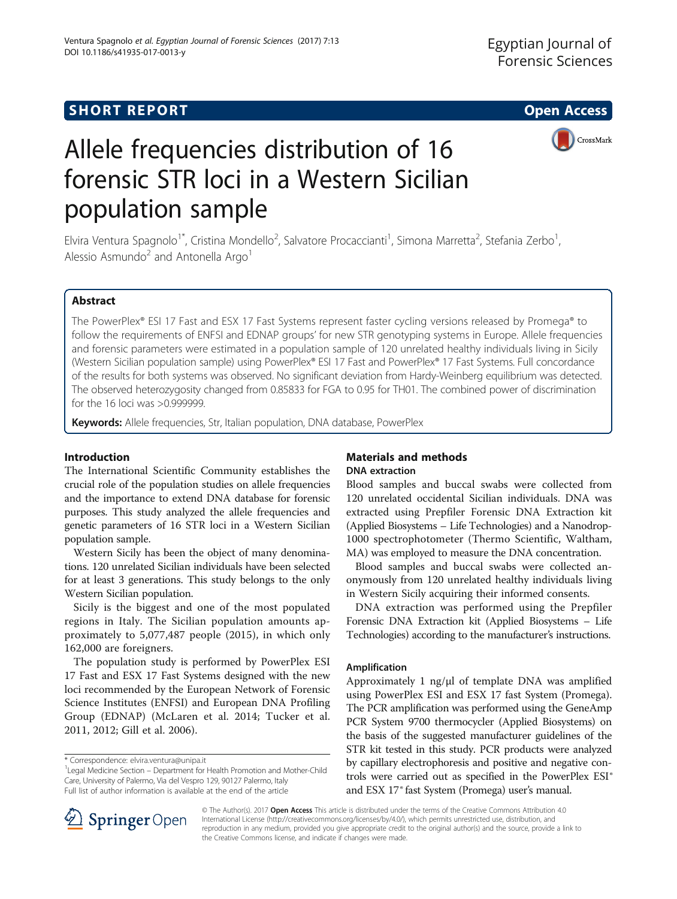SHORT REPORT

Open Access

# Allele frequencies distribution of 16 forensic STR loci in a Western Sicilian population sample

Elvira Ventura Spagnolo[1*], Cristina Mondello[2], Salvatore Procaccianti[1], Simona Marretta[2], Stefania Zerbo[1], Alessio Asmundo[2] and Antonella Argo[1]

## Abstract

The PowerPlex® ESI 17 Fast and ESX 17 Fast Systems represent faster cycling versions released by Promega® to follow the requirements of ENFSI and EDNAP groups' for new STR genotyping systems in Europe. Allele frequencies and forensic parameters were estimated in a population sample of 120 unrelated healthy individuals living in Sicily (Western Sicilian population sample) using PowerPlex® ESI 17 Fast and PowerPlex® 17 Fast Systems. Full concordance of the results for both systems was observed. No significant deviation from Hardy-Weinberg equilibrium was detected. The observed heterozygosity changed from 0.85833 for FGA to 0.95 for TH01. The combined power of discrimination for the 16 loci was >0.999999.

**Keywords:** Allele frequencies, Str, Italian population, DNA database, PowerPlex

## Introduction

The International Scientific Community establishes the crucial role of the population studies on allele frequencies and the importance to extend DNA database for forensic purposes. This study analyzed the allele frequencies and genetic parameters of 16 STR loci in a Western Sicilian population sample.

Western Sicily has been the object of many denominations. 120 unrelated Sicilian individuals have been selected for at least 3 generations. This study belongs to the only Western Sicilian population.

Sicily is the biggest and one of the most populated regions in Italy. The Sicilian population amounts approximately to 5,077,487 people (2015), in which only 162,000 are foreigners.

The population study is performed by PowerPlex ESI 17 Fast and ESX 17 Fast Systems designed with the new loci recommended by the European Network of Forensic Science Institutes (ENFSI) and European DNA Profiling Group (EDNAP) (McLaren et al. 2014; Tucker et al. 2011, 2012; Gill et al. 2006).

## Materials and methods

### DNA extraction

Blood samples and buccal swabs were collected from 120 unrelated occidental Sicilian individuals. DNA was extracted using Prepfiler Forensic DNA Extraction kit (Applied Biosystems – Life Technologies) and a Nanodrop-1000 spectrophotometer (Thermo Scientific, Waltham, MA) was employed to measure the DNA concentration.

Blood samples and buccal swabs were collected anonymously from 120 unrelated healthy individuals living in Western Sicily acquiring their informed consents.

DNA extraction was performed using the Prepfiler Forensic DNA Extraction kit (Applied Biosystems – Life Technologies) according to the manufacturer's instructions.

### Amplification

Approximately 1 ng/μl of template DNA was amplified using PowerPlex ESI and ESX 17 fast System (Promega). The PCR amplification was performed using the GeneAmp PCR System 9700 thermocycler (Applied Biosystems) on the basis of the suggested manufacturer guidelines of the STR kit tested in this study. PCR products were analyzed by capillary electrophoresis and positive and negative controls were carried out as specified in the PowerPlex ESI® and ESX 17® fast System (Promega) user's manual.

\* Correspondence: elvira.ventura@unipa.it
[1]Legal Medicine Section – Department for Health Promotion and Mother-Child Care, University of Palermo, Via del Vespro 129, 90127 Palermo, Italy
Full list of author information is available at the end of the article

© The Author(s). 2017 **Open Access** This article is distributed under the terms of the Creative Commons Attribution 4.0 International License (http://creativecommons.org/licenses/by/4.0/), which permits unrestricted use, distribution, and reproduction in any medium, provided you give appropriate credit to the original author(s) and the source, provide a link to the Creative Commons license, and indicate if changes were made.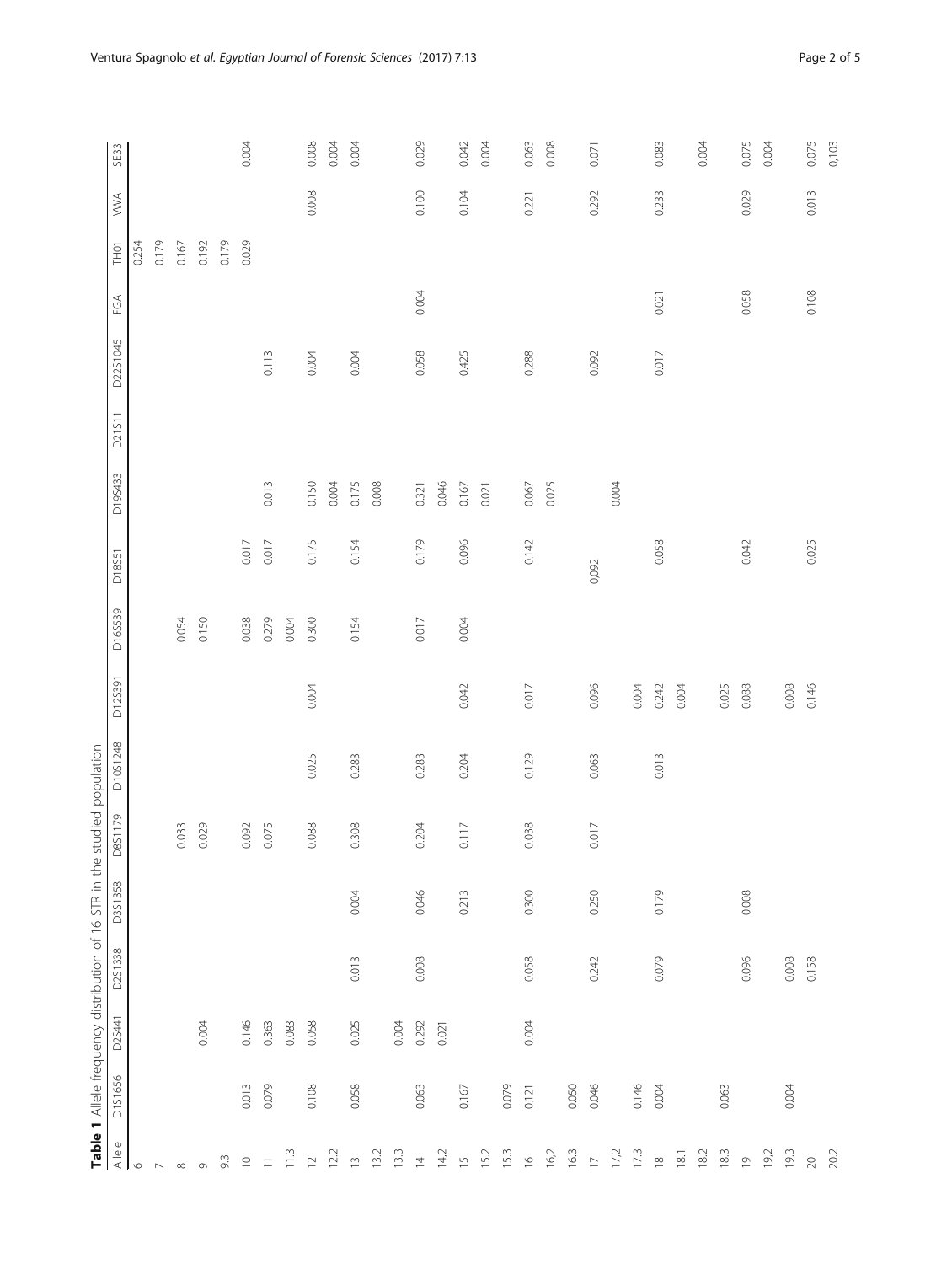**Table 1** Allele frequency distribution of 16 STR in the studied population

| Allele | D1S1656 | D2S441 | D2S1338 | D3S1358 | D8S1179 | D10S1248 | D12S391 | D16S539 | D18S51 | D19S433 | D21S11 | D22S1045 | FGA | TH01 | VWA | SE33 |
|---|---|---|---|---|---|---|---|---|---|---|---|---|---|---|---|---|
| 6 | | | | | | | | | | | | | | 0.254 | | |
| 7 | | | | | | | | | | | | | | 0.179 | | |
| 8 | | | | | 0.033 | | | 0.054 | | | | | | 0.167 | | |
| 9 | | 0.004 | | | 0.029 | | | 0.150 | | | | | | 0.192 | | |
| 9.3 | | | | | | | | | | | | | | 0.179 | | |
| 10 | 0.013 | 0.146 | | | 0.092 | | | 0.038 | 0.017 | | | | | 0.029 | | 0.004 |
| 11 | 0.079 | 0.363 | | | 0.075 | | | 0.279 | 0.017 | 0.013 | | 0.113 | | | | |
| 11.3 | | 0.083 | | | | | | 0.004 | | | | | | | | |
| 12 | 0.108 | 0.058 | | | 0.088 | 0.025 | 0.004 | 0.300 | 0.175 | 0.150 | | 0.004 | | | 0.008 | 0.008 |
| 12.2 | | | | | | | | | | 0.004 | | | | | | 0.004 |
| 13 | 0.058 | 0.025 | 0.013 | 0.004 | 0.308 | 0.283 | | 0.154 | 0.154 | 0.175 | | 0.004 | | | | 0.004 |
| 13.2 | | | | | | | | | | 0.008 | | | | | | |
| 13.3 | | 0.004 | | | | | | | | | | | | | | |
| 14 | 0.063 | 0.292 | 0.008 | 0.046 | 0.204 | 0.283 | | 0.017 | 0.179 | 0.321 | | 0.058 | 0.004 | | 0.100 | 0.029 |
| 14,2 | | 0.021 | | | | | | | | 0.046 | | | | | | |
| 15 | 0.167 | | | 0.213 | 0.117 | 0.204 | 0.042 | 0.004 | 0.096 | 0.167 | | 0.425 | | | 0.104 | 0.042 |
| 15.2 | | | | | | | | | | 0.021 | | | | | | 0.004 |
| 15.3 | 0.079 | | | | | | | | | | | | | | | |
| 16 | 0.121 | 0.004 | 0.058 | 0.300 | 0.038 | 0.129 | 0.017 | | 0.142 | 0.067 | | 0.288 | | | 0.221 | 0.063 |
| 16,2 | | | | | | | | | | 0.025 | | | | | | 0.008 |
| 16.3 | 0.050 | | | | | | | | | | | | | | | |
| 17 | 0.046 | | 0.242 | 0.250 | 0.017 | 0.063 | 0.096 | | 0,092 | | | 0.092 | | | 0.292 | 0.071 |
| 17,2 | | | | | | | | | | 0.004 | | | | | | |
| 17.3 | 0.146 | | | | | | 0.004 | | | | | | | | | |
| 18 | 0.004 | | 0.079 | 0.179 | | 0.013 | 0.242 | | 0.058 | | | 0.017 | 0.021 | | 0.233 | 0.083 |
| 18.1 | | | | | | | 0.004 | | | | | | | | | |
| 18.2 | | | | | | | | | | | | | | | | 0.004 |
| 18.3 | 0.063 | | | | | | 0.025 | | | | | | | | | |
| 19 | | | 0.096 | 0.008 | | | 0.088 | | 0.042 | | | | 0.058 | | 0.029 | 0.075 |
| 19,2 | | | | | | | | | | | | | | | | 0.004 |
| 19.3 | 0.004 | | 0.008 | | | | 0.008 | | | | | | | | | |
| 20 | | | 0.158 | | | | 0.146 | | 0.025 | | | | 0.108 | | 0.013 | 0.075 |
| 20.2 | | | | | | | | | | | | | | | | 0,103 |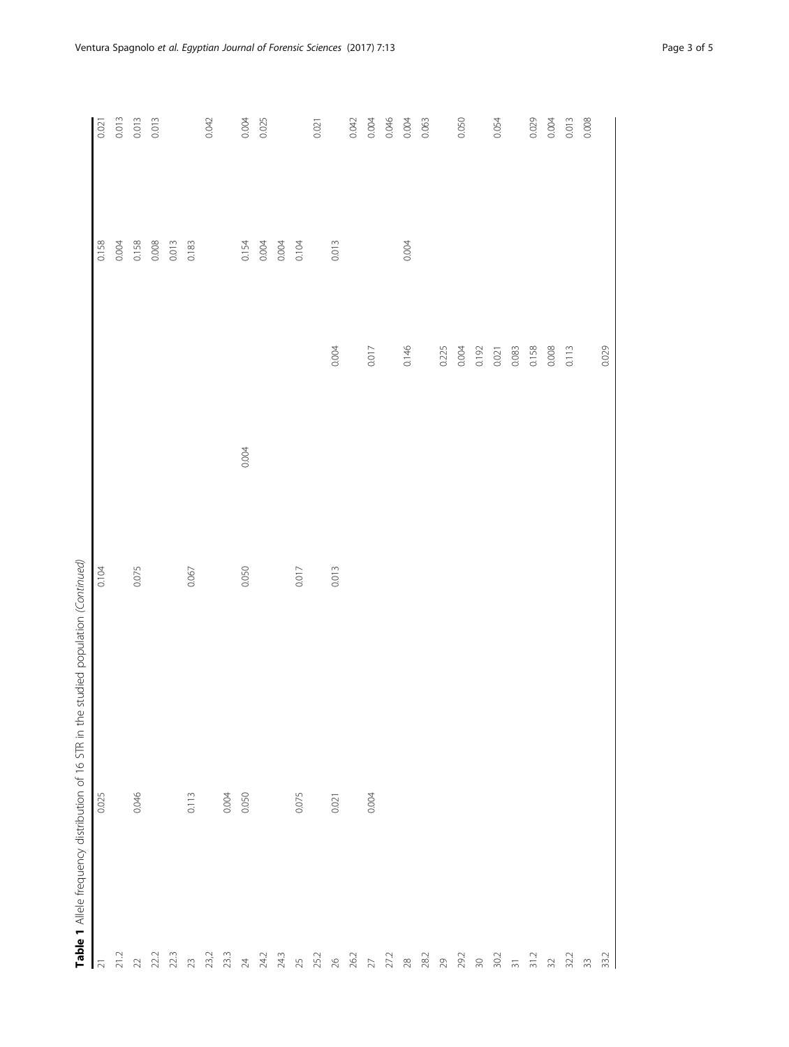**Table 1** Allele frequency distribution of 16 STR in the studied population *(Continued)*

| | | | | | | |
|---|---|---|---|---|---|---|
| 21 | 0.025 | 0.104 | | | 0.158 | 0.021 |
| 21.2 | | | | | 0.004 | 0.013 |
| 22 | 0.046 | 0.075 | | | 0.158 | 0.013 |
| 22.2 | | | | | 0.008 | 0.013 |
| 22.3 | | | | | 0.013 | |
| 23 | 0.113 | 0.067 | | | 0.183 | |
| 23.2 | | | | | | 0.042 |
| 23.3 | 0.004 | | | | | |
| 24 | 0.050 | 0.050 | 0.004 | | 0.154 | 0.004 |
| 24.2 | | | | | 0.004 | 0.025 |
| 24.3 | | | | | 0.004 | |
| 25 | 0.075 | 0.017 | | | 0.104 | |
| 25.2 | | | | | | 0.021 |
| 26 | 0.021 | 0.013 | | 0.004 | 0.013 | |
| 26.2 | | | | | | 0.042 |
| 27 | 0.004 | | | 0.017 | | 0.004 |
| 27.2 | | | | | | 0.046 |
| 28 | | | | 0.146 | 0.004 | 0.004 |
| 28.2 | | | | | | 0.063 |
| 29 | | | | 0.225 | | |
| 29.2 | | | | 0.004 | | 0.050 |
| 30 | | | | 0.192 | | |
| 30.2 | | | | 0.021 | | 0.054 |
| 31 | | | | 0.083 | | |
| 31.2 | | | | 0.158 | | 0.029 |
| 32 | | | | 0.008 | | 0.004 |
| 32.2 | | | | 0.113 | | 0.013 |
| 33 | | | | | | 0.008 |
| 33.2 | | | | 0.029 | | |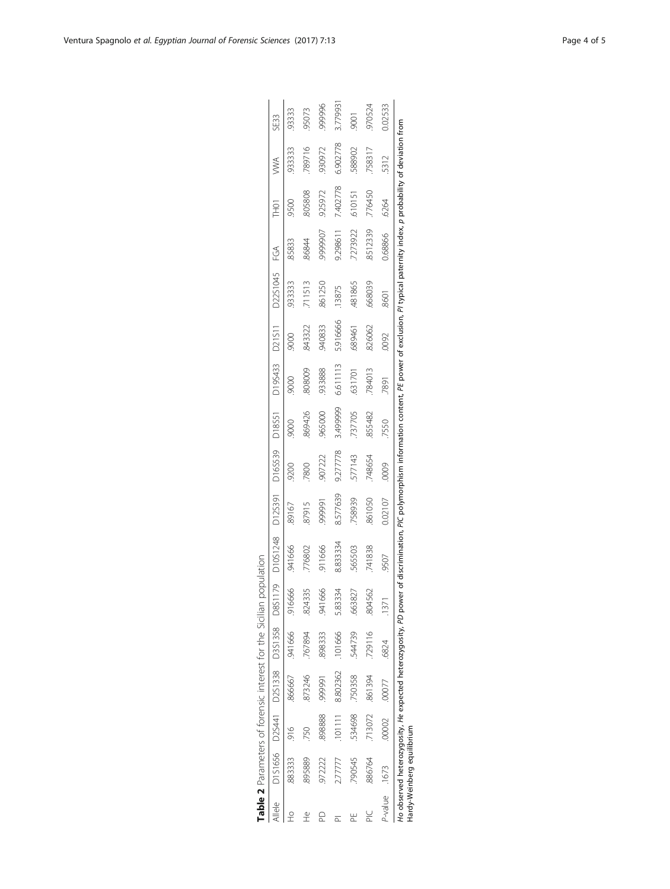**Table 2** Parameters of forensic interest for the Sicilian population

| Allele | D1S1656 | D2S441 | D2S1338 | D3S1358 | D8S1179 | D10S1248 | D12S391 | D16S539 | D18S51 | D19S433 | D21S11 | D22S1045 | FGA | TH01 | VWA | SE33 |
|---|---|---|---|---|---|---|---|---|---|---|---|---|---|---|---|---|
| Ho | .883333 | .916 | .866667 | .941666 | .916666 | .941666 | .89167 | .9200 | .9000 | .9000 | .9000 | .933333 | .85833 | .9500 | .933333 | .93333 |
| He | .895889 | .750 | .873246 | .767894 | .824335 | .776802 | .87915 | .7800 | .869426 | .808009 | .843322 | .711513 | .86844 | .805808 | .789716 | .95073 |
| PD | .972222 | .898888 | .999991 | .898333 | .941666 | .911666 | .999991 | .907222 | .965000 | .933888 | .940833 | .861250 | .9999907 | .925972 | .930972 | .999996 |
| PI | 2.77777 | .101111 | 8.802362 | .101666 | 5.83334 | 8.833334 | 8.577639 | 9.277778 | 3.499999 | 6.611113 | 5.916666 | .13875 | 9.298611 | 7.402778 | 6.902778 | 3.779931 |
| PE | .790545 | .534698 | .750358 | .544739 | .663827 | .565503 | .758939 | .577143 | .737705 | .631701 | .689461 | .481865 | .7273922 | .610151 | .588902 | .9001 |
| PIC | .886764 | .713072 | .861394 | .729116 | .804562 | .741838 | .861050 | .748654 | .855482 | .784013 | .826062 | .668039 | .8512339 | .776450 | .758317 | .970524 |
| *P*-value | .1673 | .00002 | .00077 | .6824 | .1371 | .9507 | 0.02107 | .0009 | .7550 | .7891 | .0092 | .8601 | 0.68866 | .6264 | .5312 | 0.02533 |

*Ho* observed heterozygosity, *He* expected heterozygosity, *PD* power of discrimination, *PIC* polymorphism information content, *PE* power of exclusion, *PI* typical paternity index, *p* probability of deviation from Hardy-Weinberg equilibrium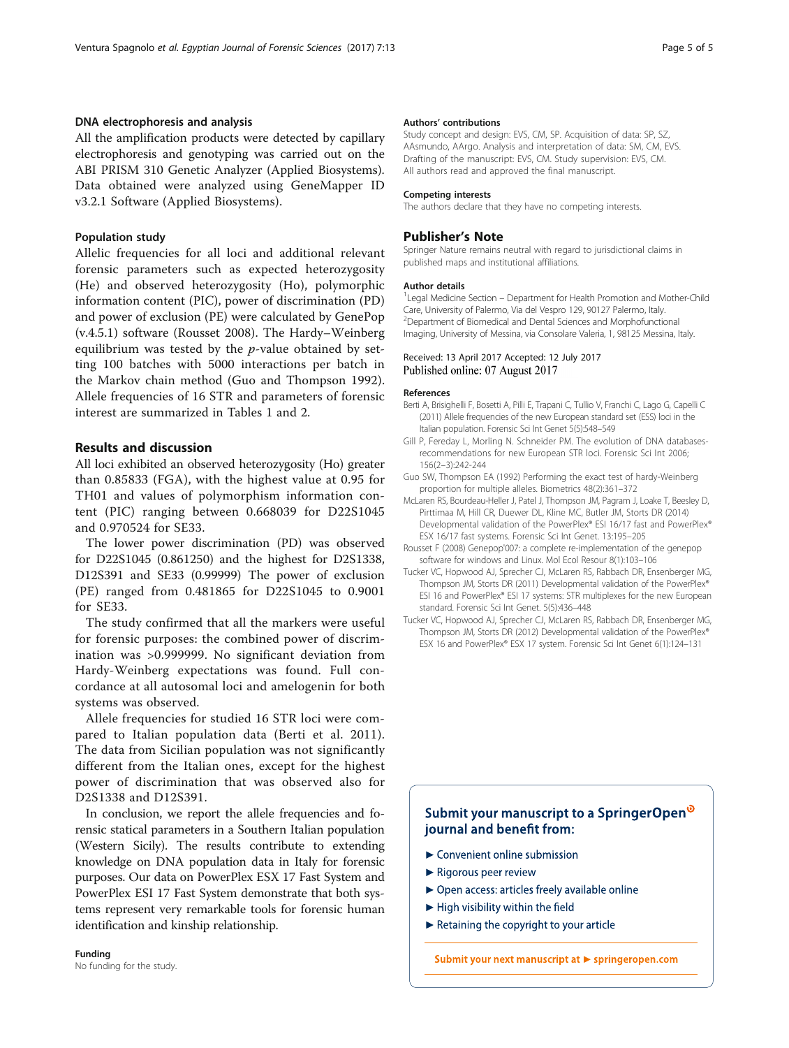### DNA electrophoresis and analysis

All the amplification products were detected by capillary electrophoresis and genotyping was carried out on the ABI PRISM 310 Genetic Analyzer (Applied Biosystems). Data obtained were analyzed using GeneMapper ID v3.2.1 Software (Applied Biosystems).

### Population study

Allelic frequencies for all loci and additional relevant forensic parameters such as expected heterozygosity (He) and observed heterozygosity (Ho), polymorphic information content (PIC), power of discrimination (PD) and power of exclusion (PE) were calculated by GenePop (v.4.5.1) software (Rousset 2008). The Hardy–Weinberg equilibrium was tested by the $p$-value obtained by setting 100 batches with 5000 interactions per batch in the Markov chain method (Guo and Thompson 1992). Allele frequencies of 16 STR and parameters of forensic interest are summarized in Tables 1 and 2.

## Results and discussion

All loci exhibited an observed heterozygosity (Ho) greater than 0.85833 (FGA), with the highest value at 0.95 for TH01 and values of polymorphism information content (PIC) ranging between 0.668039 for D22S1045 and 0.970524 for SE33.

The lower power discrimination (PD) was observed for D22S1045 (0.861250) and the highest for D2S1338, D12S391 and SE33 (0.99999) The power of exclusion (PE) ranged from 0.481865 for D22S1045 to 0.9001 for SE33.

The study confirmed that all the markers were useful for forensic purposes: the combined power of discrimination was >0.999999. No significant deviation from Hardy-Weinberg expectations was found. Full concordance at all autosomal loci and amelogenin for both systems was observed.

Allele frequencies for studied 16 STR loci were compared to Italian population data (Berti et al. 2011). The data from Sicilian population was not significantly different from the Italian ones, except for the highest power of discrimination that was observed also for D2S1338 and D12S391.

In conclusion, we report the allele frequencies and forensic statical parameters in a Southern Italian population (Western Sicily). The results contribute to extending knowledge on DNA population data in Italy for forensic purposes. Our data on PowerPlex ESX 17 Fast System and PowerPlex ESI 17 Fast System demonstrate that both systems represent very remarkable tools for forensic human identification and kinship relationship.

#### Funding

No funding for the study.

#### Authors' contributions

Study concept and design: EVS, CM, SP. Acquisition of data: SP, SZ, AAsmundo, AArgo. Analysis and interpretation of data: SM, CM, EVS. Drafting of the manuscript: EVS, CM. Study supervision: EVS, CM. All authors read and approved the final manuscript.

#### Competing interests

The authors declare that they have no competing interests.

## Publisher's Note

Springer Nature remains neutral with regard to jurisdictional claims in published maps and institutional affiliations.

#### Author details

[1]Legal Medicine Section – Department for Health Promotion and Mother-Child Care, University of Palermo, Via del Vespro 129, 90127 Palermo, Italy. [2]Department of Biomedical and Dental Sciences and Morphofunctional Imaging, University of Messina, via Consolare Valeria, 1, 98125 Messina, Italy.

Received: 13 April 2017 Accepted: 12 July 2017
Published online: 07 August 2017

#### References

- Berti A, Brisighelli F, Bosetti A, Pilli E, Trapani C, Tullio V, Franchi C, Lago G, Capelli C (2011) Allele frequencies of the new European standard set (ESS) loci in the Italian population. Forensic Sci Int Genet 5(5):548–549
- Gill P, Fereday L, Morling N. Schneider PM. The evolution of DNA databases-recommendations for new European STR loci. Forensic Sci Int 2006; 156(2–3):242-244
- Guo SW, Thompson EA (1992) Performing the exact test of hardy-Weinberg proportion for multiple alleles. Biometrics 48(2):361–372
- McLaren RS, Bourdeau-Heller J, Patel J, Thompson JM, Pagram J, Loake T, Beesley D, Pirttimaa M, Hill CR, Duewer DL, Kline MC, Butler JM, Storts DR (2014) Developmental validation of the PowerPlex® ESI 16/17 fast and PowerPlex® ESX 16/17 fast systems. Forensic Sci Int Genet. 13:195–205
- Rousset F (2008) Genepop'007: a complete re-implementation of the genepop software for windows and Linux. Mol Ecol Resour 8(1):103–106
- Tucker VC, Hopwood AJ, Sprecher CJ, McLaren RS, Rabbach DR, Ensenberger MG, Thompson JM, Storts DR (2011) Developmental validation of the PowerPlex® ESI 16 and PowerPlex® ESI 17 systems: STR multiplexes for the new European standard. Forensic Sci Int Genet. 5(5):436–448
- Tucker VC, Hopwood AJ, Sprecher CJ, McLaren RS, Rabbach DR, Ensenberger MG, Thompson JM, Storts DR (2012) Developmental validation of the PowerPlex® ESX 16 and PowerPlex® ESX 17 system. Forensic Sci Int Genet 6(1):124–131

**Submit your manuscript to a SpringerOpen journal and benefit from:**

- Convenient online submission
- Rigorous peer review
- Open access: articles freely available online
- High visibility within the field
- Retaining the copyright to your article

Submit your next manuscript at ▶ springeropen.com